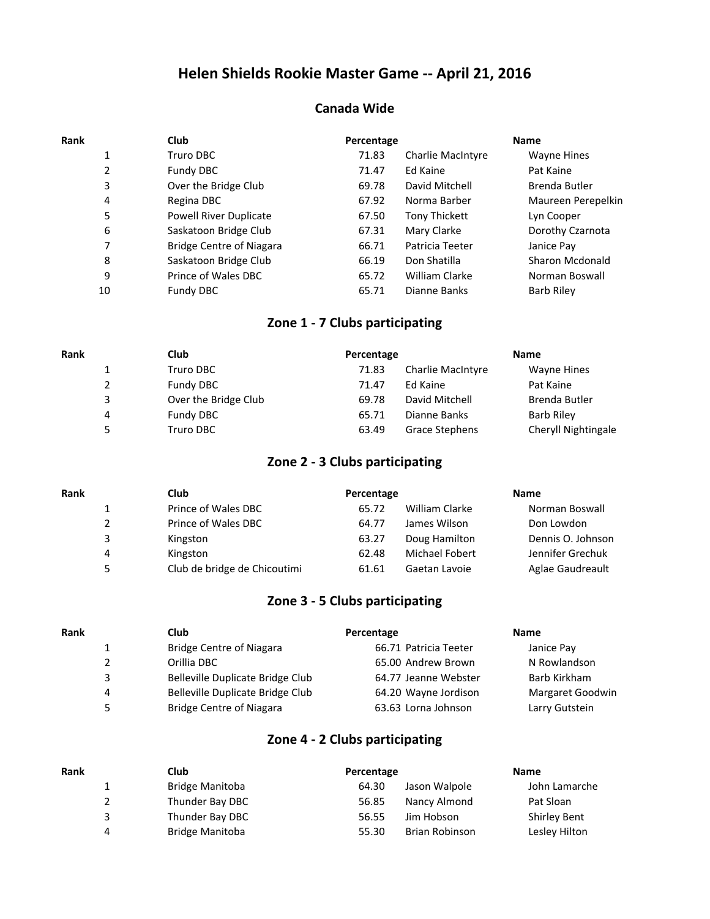# Helen Shields Rookie Master Game -- April 21, 2016

## Canada Wide

| Rank | Club | Percentage | | Name |
|---|---|---|---|---|
| 1 | Truro DBC | 71.83 | Charlie MacIntyre | Wayne Hines |
| 2 | Fundy DBC | 71.47 | Ed Kaine | Pat Kaine |
| 3 | Over the Bridge Club | 69.78 | David Mitchell | Brenda Butler |
| 4 | Regina DBC | 67.92 | Norma Barber | Maureen Perepelkin |
| 5 | Powell River Duplicate | 67.50 | Tony Thickett | Lyn Cooper |
| 6 | Saskatoon Bridge Club | 67.31 | Mary Clarke | Dorothy Czarnota |
| 7 | Bridge Centre of Niagara | 66.71 | Patricia Teeter | Janice Pay |
| 8 | Saskatoon Bridge Club | 66.19 | Don Shatilla | Sharon Mcdonald |
| 9 | Prince of Wales DBC | 65.72 | William Clarke | Norman Boswall |
| 10 | Fundy DBC | 65.71 | Dianne Banks | Barb Riley |

## Zone 1 - 7 Clubs participating

| Rank | Club | Percentage | | Name |
|---|---|---|---|---|
| 1 | Truro DBC | 71.83 | Charlie MacIntyre | Wayne Hines |
| 2 | Fundy DBC | 71.47 | Ed Kaine | Pat Kaine |
| 3 | Over the Bridge Club | 69.78 | David Mitchell | Brenda Butler |
| 4 | Fundy DBC | 65.71 | Dianne Banks | Barb Riley |
| 5 | Truro DBC | 63.49 | Grace Stephens | Cheryll Nightingale |

## Zone 2 - 3 Clubs participating

| Rank | Club | Percentage | | Name |
|---|---|---|---|---|
| 1 | Prince of Wales DBC | 65.72 | William Clarke | Norman Boswall |
| 2 | Prince of Wales DBC | 64.77 | James Wilson | Don Lowdon |
| 3 | Kingston | 63.27 | Doug Hamilton | Dennis O. Johnson |
| 4 | Kingston | 62.48 | Michael Fobert | Jennifer Grechuk |
| 5 | Club de bridge de Chicoutimi | 61.61 | Gaetan Lavoie | Aglae Gaudreault |

## Zone 3 - 5 Clubs participating

| Rank | Club | Percentage | | Name |
|---|---|---|---|---|
| 1 | Bridge Centre of Niagara | 66.71 | Patricia Teeter | Janice Pay |
| 2 | Orillia DBC | 65.00 | Andrew Brown | N Rowlandson |
| 3 | Belleville Duplicate Bridge Club | 64.77 | Jeanne Webster | Barb Kirkham |
| 4 | Belleville Duplicate Bridge Club | 64.20 | Wayne Jordison | Margaret Goodwin |
| 5 | Bridge Centre of Niagara | 63.63 | Lorna Johnson | Larry Gutstein |

## Zone 4 - 2 Clubs participating

| Rank | Club | Percentage | | Name |
|---|---|---|---|---|
| 1 | Bridge Manitoba | 64.30 | Jason Walpole | John Lamarche |
| 2 | Thunder Bay DBC | 56.85 | Nancy Almond | Pat Sloan |
| 3 | Thunder Bay DBC | 56.55 | Jim Hobson | Shirley Bent |
| 4 | Bridge Manitoba | 55.30 | Brian Robinson | Lesley Hilton |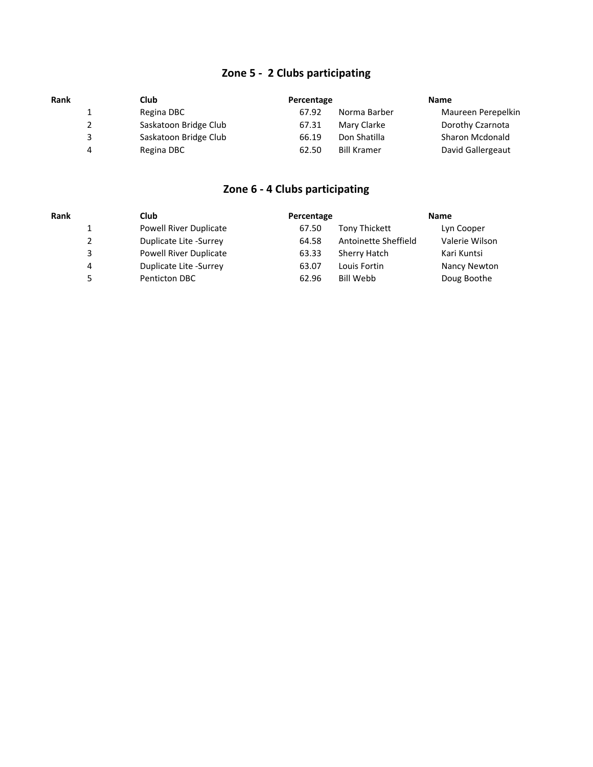## Zone 5 - 2 Clubs participating

| Rank | Club | Percentage | Name | |
|---|---|---|---|---|
| 1 | Regina DBC | 67.92 | Norma Barber | Maureen Perepelkin |
| 2 | Saskatoon Bridge Club | 67.31 | Mary Clarke | Dorothy Czarnota |
| 3 | Saskatoon Bridge Club | 66.19 | Don Shatilla | Sharon Mcdonald |
| 4 | Regina DBC | 62.50 | Bill Kramer | David Gallergeaut |

## Zone 6 - 4 Clubs participating

| Rank | Club | Percentage | Name | |
|---|---|---|---|---|
| 1 | Powell River Duplicate | 67.50 | Tony Thickett | Lyn Cooper |
| 2 | Duplicate Lite -Surrey | 64.58 | Antoinette Sheffield | Valerie Wilson |
| 3 | Powell River Duplicate | 63.33 | Sherry Hatch | Kari Kuntsi |
| 4 | Duplicate Lite -Surrey | 63.07 | Louis Fortin | Nancy Newton |
| 5 | Penticton DBC | 62.96 | Bill Webb | Doug Boothe |